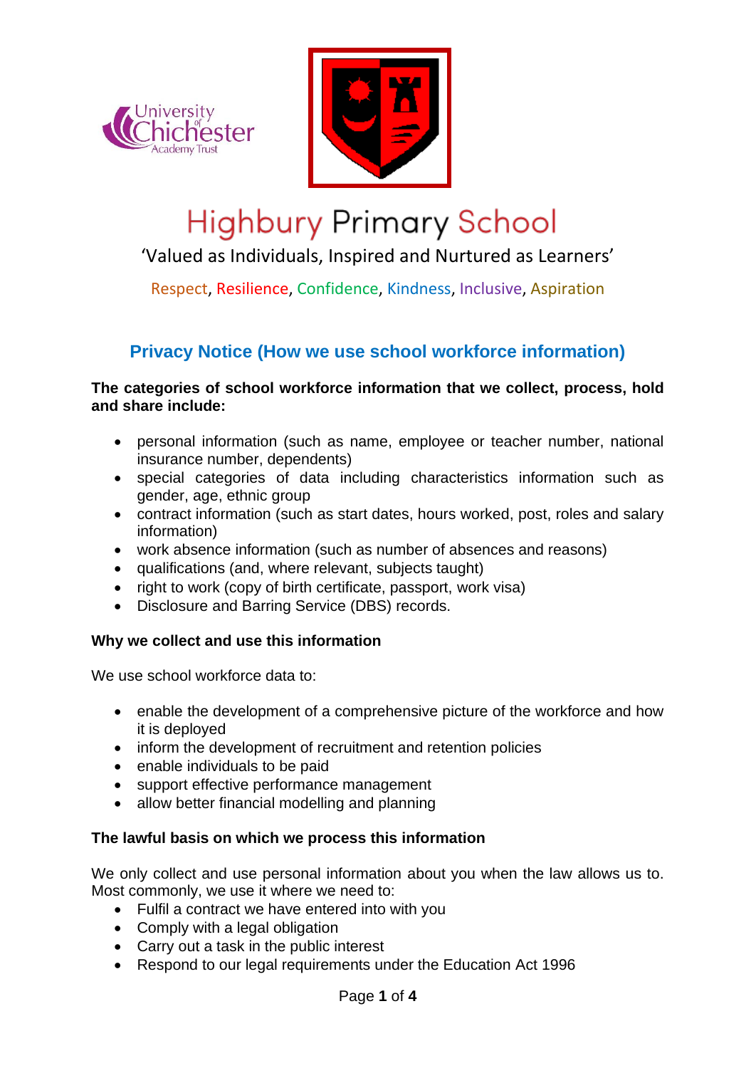# Highbury Primary School

'Valued as Individuals, Inspired and Nurtured as Learners'

Respect, Resilience, Confidence, Kindness, Inclusive, Aspiration

## Privacy Notice (How we use school workforce information)

**The categories of school workforce information that we collect, process, hold and share include:**

- personal information (such as name, employee or teacher number, national insurance number, dependents)
- special categories of data including characteristics information such as gender, age, ethnic group
- contract information (such as start dates, hours worked, post, roles and salary information)
- work absence information (such as number of absences and reasons)
- qualifications (and, where relevant, subjects taught)
- right to work (copy of birth certificate, passport, work visa)
- Disclosure and Barring Service (DBS) records.

**Why we collect and use this information**

We use school workforce data to:

- enable the development of a comprehensive picture of the workforce and how it is deployed
- inform the development of recruitment and retention policies
- enable individuals to be paid
- support effective performance management
- allow better financial modelling and planning

**The lawful basis on which we process this information**

We only collect and use personal information about you when the law allows us to. Most commonly, we use it where we need to:

- Fulfil a contract we have entered into with you
- Comply with a legal obligation
- Carry out a task in the public interest
- Respond to our legal requirements under the Education Act 1996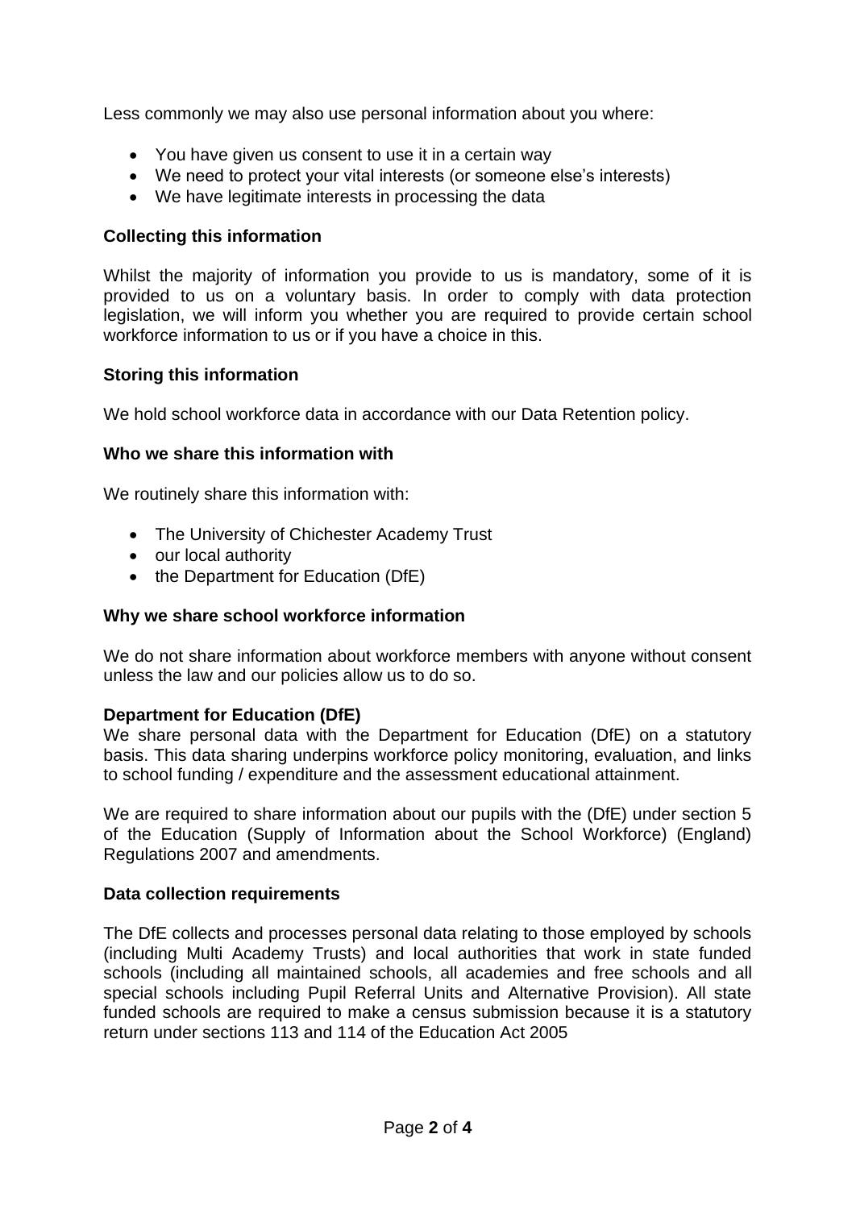Less commonly we may also use personal information about you where:

- You have given us consent to use it in a certain way
- We need to protect your vital interests (or someone else's interests)
- We have legitimate interests in processing the data

**Collecting this information**

Whilst the majority of information you provide to us is mandatory, some of it is provided to us on a voluntary basis. In order to comply with data protection legislation, we will inform you whether you are required to provide certain school workforce information to us or if you have a choice in this.

**Storing this information**

We hold school workforce data in accordance with our Data Retention policy.

**Who we share this information with**

We routinely share this information with:

- The University of Chichester Academy Trust
- our local authority
- the Department for Education (DfE)

**Why we share school workforce information**

We do not share information about workforce members with anyone without consent unless the law and our policies allow us to do so.

**Department for Education (DfE)**
We share personal data with the Department for Education (DfE) on a statutory basis. This data sharing underpins workforce policy monitoring, evaluation, and links to school funding / expenditure and the assessment educational attainment.

We are required to share information about our pupils with the (DfE) under section 5 of the Education (Supply of Information about the School Workforce) (England) Regulations 2007 and amendments.

**Data collection requirements**

The DfE collects and processes personal data relating to those employed by schools (including Multi Academy Trusts) and local authorities that work in state funded schools (including all maintained schools, all academies and free schools and all special schools including Pupil Referral Units and Alternative Provision). All state funded schools are required to make a census submission because it is a statutory return under sections 113 and 114 of the Education Act 2005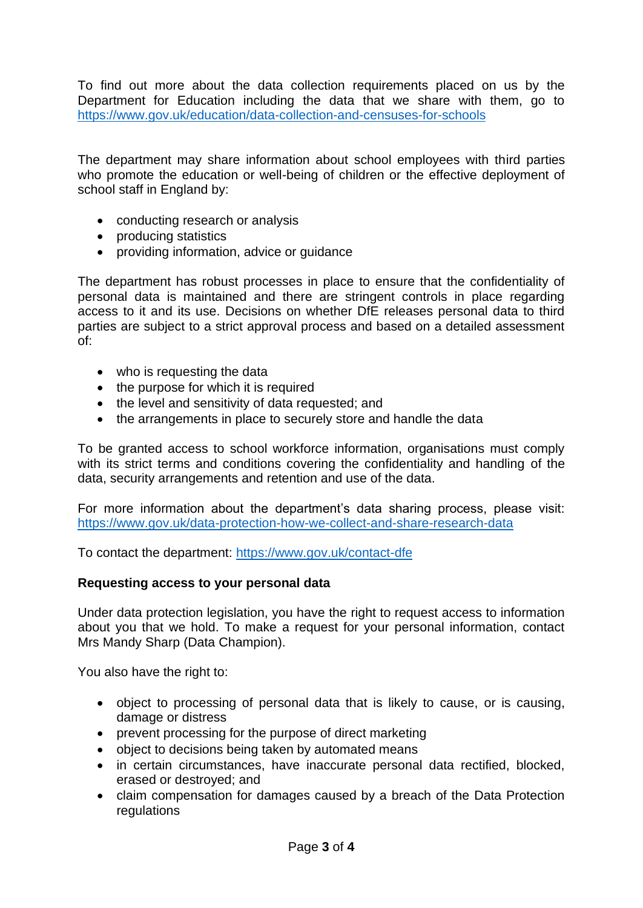To find out more about the data collection requirements placed on us by the Department for Education including the data that we share with them, go to [https://www.gov.uk/education/data-collection-and-censuses-for-schools](https://www.gov.uk/education/data-collection-and-censuses-for-schools)

The department may share information about school employees with third parties who promote the education or well-being of children or the effective deployment of school staff in England by:

- conducting research or analysis
- producing statistics
- providing information, advice or guidance

The department has robust processes in place to ensure that the confidentiality of personal data is maintained and there are stringent controls in place regarding access to it and its use. Decisions on whether DfE releases personal data to third parties are subject to a strict approval process and based on a detailed assessment of:

- who is requesting the data
- the purpose for which it is required
- the level and sensitivity of data requested; and
- the arrangements in place to securely store and handle the data

To be granted access to school workforce information, organisations must comply with its strict terms and conditions covering the confidentiality and handling of the data, security arrangements and retention and use of the data.

For more information about the department's data sharing process, please visit: [https://www.gov.uk/data-protection-how-we-collect-and-share-research-data](https://www.gov.uk/data-protection-how-we-collect-and-share-research-data)

To contact the department: [https://www.gov.uk/contact-dfe](https://www.gov.uk/contact-dfe)

**Requesting access to your personal data**

Under data protection legislation, you have the right to request access to information about you that we hold. To make a request for your personal information, contact Mrs Mandy Sharp (Data Champion).

You also have the right to:

- object to processing of personal data that is likely to cause, or is causing, damage or distress
- prevent processing for the purpose of direct marketing
- object to decisions being taken by automated means
- in certain circumstances, have inaccurate personal data rectified, blocked, erased or destroyed; and
- claim compensation for damages caused by a breach of the Data Protection regulations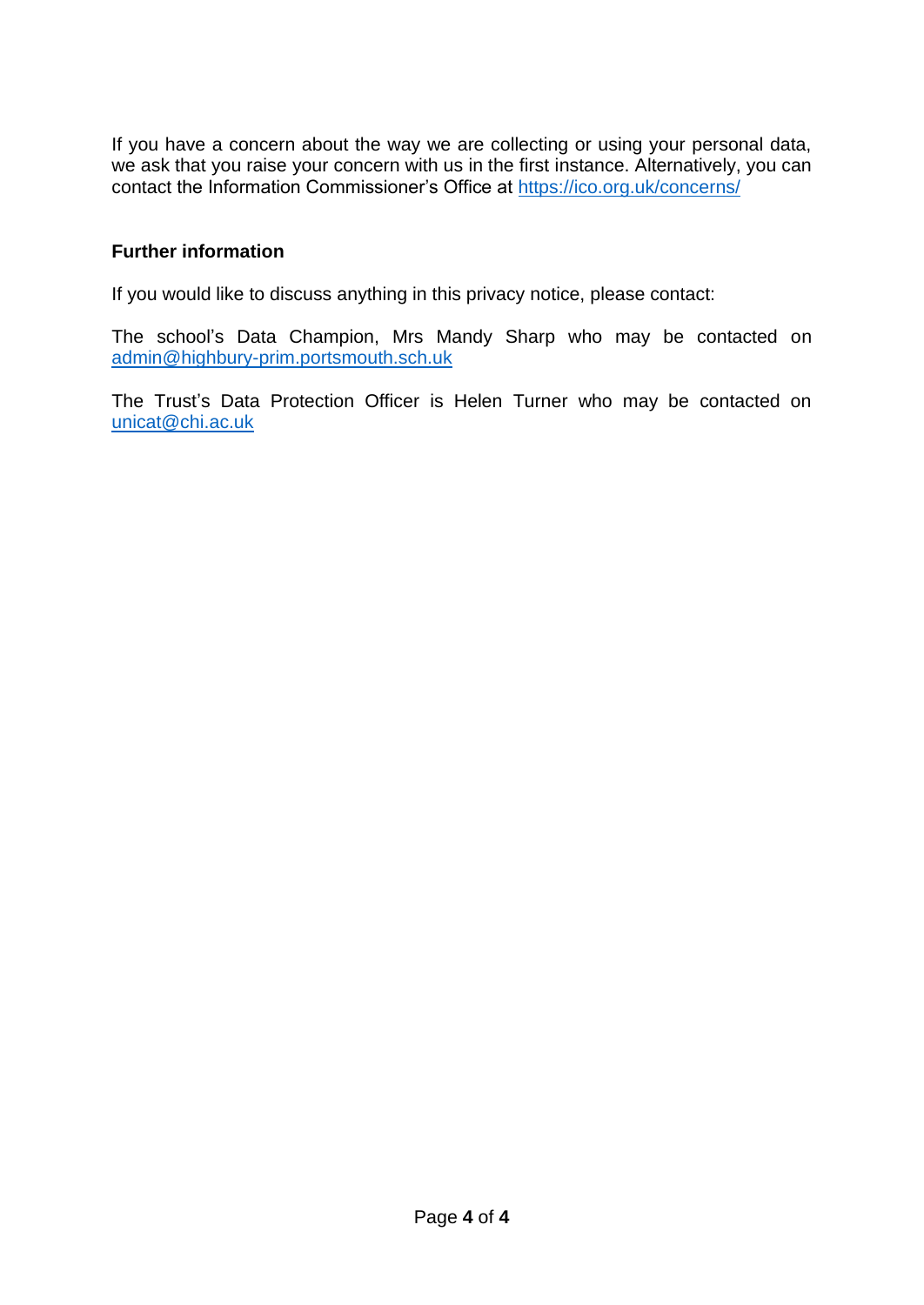If you have a concern about the way we are collecting or using your personal data, we ask that you raise your concern with us in the first instance. Alternatively, you can contact the Information Commissioner's Office at https://ico.org.uk/concerns/

**Further information**

If you would like to discuss anything in this privacy notice, please contact:

The school's Data Champion, Mrs Mandy Sharp who may be contacted on admin@highbury-prim.portsmouth.sch.uk

The Trust's Data Protection Officer is Helen Turner who may be contacted on unicat@chi.ac.uk